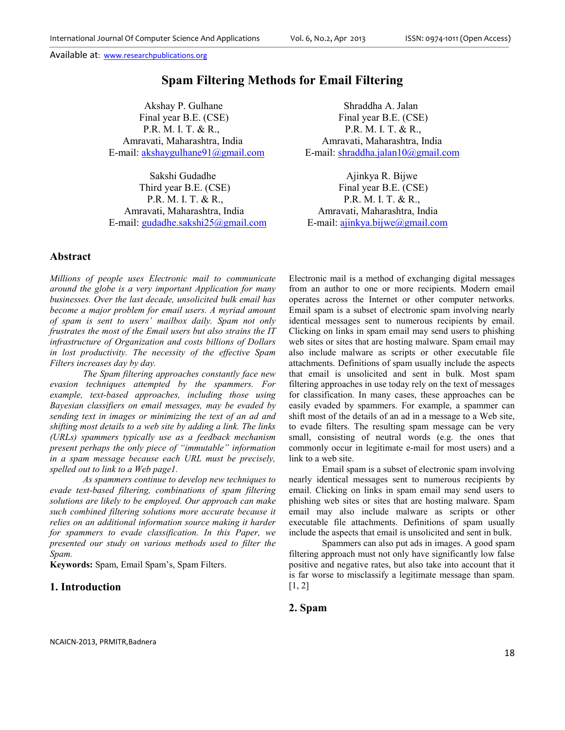# Spam Filtering Methods for Email Filtering

Akshay P. Gulhane
Final year B.E. (CSE)
P.R. M. I. T. & R.,
Amravati, Maharashtra, India
E-mail: akshaygulhane91@gmail.com

Shraddha A. Jalan
Final year B.E. (CSE)
P.R. M. I. T. & R.,
Amravati, Maharashtra, India
E-mail: shraddha.jalan10@gmail.com

Sakshi Gudadhe
Third year B.E. (CSE)
P.R. M. I. T. & R.,
Amravati, Maharashtra, India
E-mail: gudadhe.sakshi25@gmail.com

Ajinkya R. Bijwe
Final year B.E. (CSE)
P.R. M. I. T. & R.,
Amravati, Maharashtra, India
E-mail: ajinkya.bijwe@gmail.com

## Abstract

*Millions of people uses Electronic mail to communicate around the globe is a very important Application for many businesses. Over the last decade, unsolicited bulk email has become a major problem for email users. A myriad amount of spam is sent to users' mailbox daily. Spam not only frustrates the most of the Email users but also strains the IT infrastructure of Organization and costs billions of Dollars in lost productivity. The necessity of the effective Spam Filters increases day by day.*

*The Spam filtering approaches constantly face new evasion techniques attempted by the spammers. For example, text-based approaches, including those using Bayesian classifiers on email messages, may be evaded by sending text in images or minimizing the text of an ad and shifting most details to a web site by adding a link. The links (URLs) spammers typically use as a feedback mechanism present perhaps the only piece of "immutable" information in a spam message because each URL must be precisely, spelled out to link to a Web page1.*

*As spammers continue to develop new techniques to evade text-based filtering, combinations of spam filtering solutions are likely to be employed. Our approach can make such combined filtering solutions more accurate because it relies on an additional information source making it harder for spammers to evade classification. In this Paper, we presented our study on various methods used to filter the Spam.*

**Keywords:** Spam, Email Spam's, Spam Filters.

## 1. Introduction

Electronic mail is a method of exchanging digital messages from an author to one or more recipients. Modern email operates across the Internet or other computer networks. Email spam is a subset of electronic spam involving nearly identical messages sent to numerous recipients by email. Clicking on links in spam email may send users to phishing web sites or sites that are hosting malware. Spam email may also include malware as scripts or other executable file attachments. Definitions of spam usually include the aspects that email is unsolicited and sent in bulk. Most spam filtering approaches in use today rely on the text of messages for classification. In many cases, these approaches can be easily evaded by spammers. For example, a spammer can shift most of the details of an ad in a message to a Web site, to evade filters. The resulting spam message can be very small, consisting of neutral words (e.g. the ones that commonly occur in legitimate e-mail for most users) and a link to a web site.

Email spam is a subset of electronic spam involving nearly identical messages sent to numerous recipients by email. Clicking on links in spam email may send users to phishing web sites or sites that are hosting malware. Spam email may also include malware as scripts or other executable file attachments. Definitions of spam usually include the aspects that email is unsolicited and sent in bulk.

Spammers can also put ads in images. A good spam filtering approach must not only have significantly low false positive and negative rates, but also take into account that it is far worse to misclassify a legitimate message than spam. [1, 2]

## 2. Spam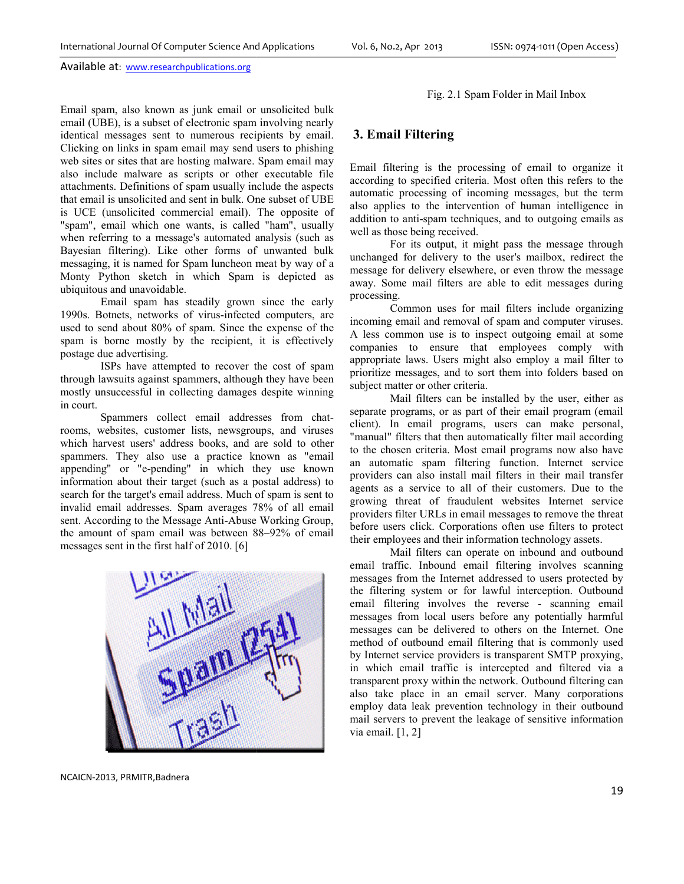Email spam, also known as junk email or unsolicited bulk email (UBE), is a subset of electronic spam involving nearly identical messages sent to numerous recipients by email. Clicking on links in spam email may send users to phishing web sites or sites that are hosting malware. Spam email may also include malware as scripts or other executable file attachments. Definitions of spam usually include the aspects that email is unsolicited and sent in bulk. One subset of UBE is UCE (unsolicited commercial email). The opposite of "spam", email which one wants, is called "ham", usually when referring to a message's automated analysis (such as Bayesian filtering). Like other forms of unwanted bulk messaging, it is named for Spam luncheon meat by way of a Monty Python sketch in which Spam is depicted as ubiquitous and unavoidable.

Email spam has steadily grown since the early 1990s. Botnets, networks of virus-infected computers, are used to send about 80% of spam. Since the expense of the spam is borne mostly by the recipient, it is effectively postage due advertising.

ISPs have attempted to recover the cost of spam through lawsuits against spammers, although they have been mostly unsuccessful in collecting damages despite winning in court.

Spammers collect email addresses from chat-rooms, websites, customer lists, newsgroups, and viruses which harvest users' address books, and are sold to other spammers. They also use a practice known as "email appending" or "e-pending" in which they use known information about their target (such as a postal address) to search for the target's email address. Much of spam is sent to invalid email addresses. Spam averages 78% of all email sent. According to the Message Anti-Abuse Working Group, the amount of spam email was between 88–92% of email messages sent in the first half of 2010. [6]

Fig. 2.1 Spam Folder in Mail Inbox

## 3. Email Filtering

Email filtering is the processing of email to organize it according to specified criteria. Most often this refers to the automatic processing of incoming messages, but the term also applies to the intervention of human intelligence in addition to anti-spam techniques, and to outgoing emails as well as those being received.

For its output, it might pass the message through unchanged for delivery to the user's mailbox, redirect the message for delivery elsewhere, or even throw the message away. Some mail filters are able to edit messages during processing.

Common uses for mail filters include organizing incoming email and removal of spam and computer viruses. A less common use is to inspect outgoing email at some companies to ensure that employees comply with appropriate laws. Users might also employ a mail filter to prioritize messages, and to sort them into folders based on subject matter or other criteria.

Mail filters can be installed by the user, either as separate programs, or as part of their email program (email client). In email programs, users can make personal, "manual" filters that then automatically filter mail according to the chosen criteria. Most email programs now also have an automatic spam filtering function. Internet service providers can also install mail filters in their mail transfer agents as a service to all of their customers. Due to the growing threat of fraudulent websites Internet service providers filter URLs in email messages to remove the threat before users click. Corporations often use filters to protect their employees and their information technology assets.

Mail filters can operate on inbound and outbound email traffic. Inbound email filtering involves scanning messages from the Internet addressed to users protected by the filtering system or for lawful interception. Outbound email filtering involves the reverse - scanning email messages from local users before any potentially harmful messages can be delivered to others on the Internet. One method of outbound email filtering that is commonly used by Internet service providers is transparent SMTP proxying, in which email traffic is intercepted and filtered via a transparent proxy within the network. Outbound filtering can also take place in an email server. Many corporations employ data leak prevention technology in their outbound mail servers to prevent the leakage of sensitive information via email. [1, 2]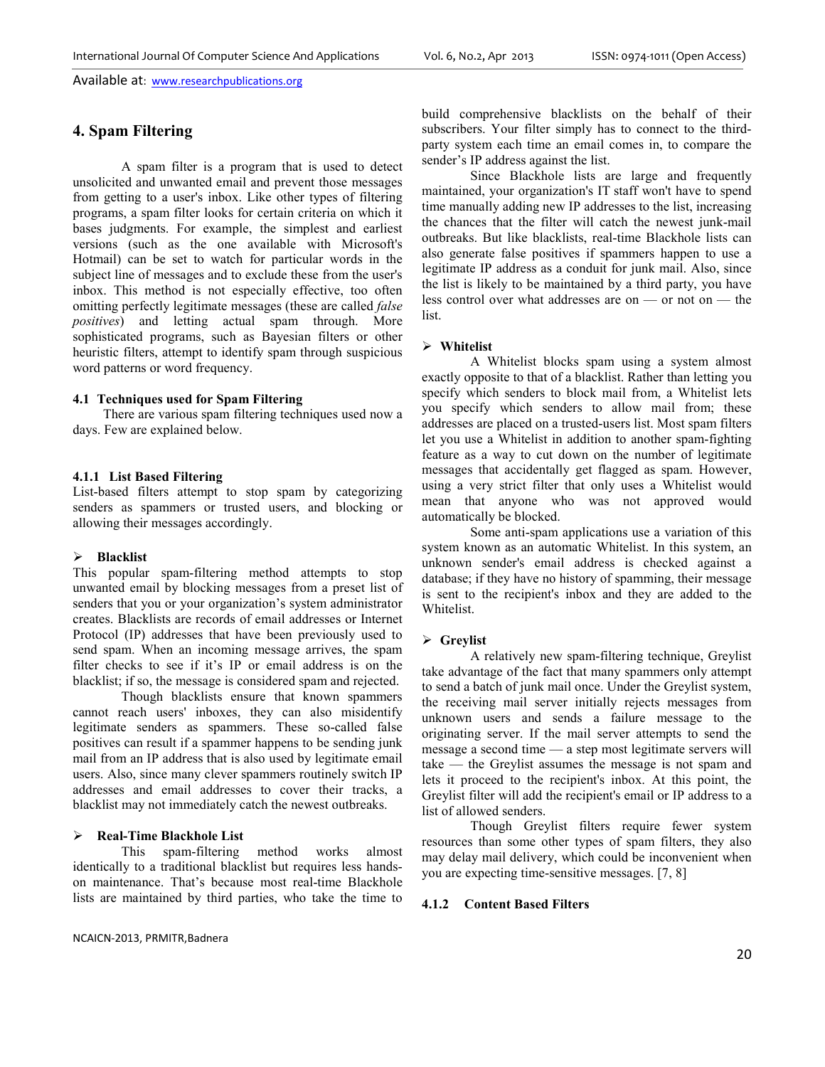## 4. Spam Filtering

A spam filter is a program that is used to detect unsolicited and unwanted email and prevent those messages from getting to a user's inbox. Like other types of filtering programs, a spam filter looks for certain criteria on which it bases judgments. For example, the simplest and earliest versions (such as the one available with Microsoft's Hotmail) can be set to watch for particular words in the subject line of messages and to exclude these from the user's inbox. This method is not especially effective, too often omitting perfectly legitimate messages (these are called *false positives*) and letting actual spam through. More sophisticated programs, such as Bayesian filters or other heuristic filters, attempt to identify spam through suspicious word patterns or word frequency.

### 4.1 Techniques used for Spam Filtering

There are various spam filtering techniques used now a days. Few are explained below.

#### 4.1.1 List Based Filtering

List-based filters attempt to stop spam by categorizing senders as spammers or trusted users, and blocking or allowing their messages accordingly.

➢ **Blacklist**

This popular spam-filtering method attempts to stop unwanted email by blocking messages from a preset list of senders that you or your organization's system administrator creates. Blacklists are records of email addresses or Internet Protocol (IP) addresses that have been previously used to send spam. When an incoming message arrives, the spam filter checks to see if it's IP or email address is on the blacklist; if so, the message is considered spam and rejected.

Though blacklists ensure that known spammers cannot reach users' inboxes, they can also misidentify legitimate senders as spammers. These so-called false positives can result if a spammer happens to be sending junk mail from an IP address that is also used by legitimate email users. Also, since many clever spammers routinely switch IP addresses and email addresses to cover their tracks, a blacklist may not immediately catch the newest outbreaks.

➢ **Real-Time Blackhole List**

This spam-filtering method works almost identically to a traditional blacklist but requires less hands-on maintenance. That's because most real-time Blackhole lists are maintained by third parties, who take the time to build comprehensive blacklists on the behalf of their subscribers. Your filter simply has to connect to the third-party system each time an email comes in, to compare the sender's IP address against the list.

Since Blackhole lists are large and frequently maintained, your organization's IT staff won't have to spend time manually adding new IP addresses to the list, increasing the chances that the filter will catch the newest junk-mail outbreaks. But like blacklists, real-time Blackhole lists can also generate false positives if spammers happen to use a legitimate IP address as a conduit for junk mail. Also, since the list is likely to be maintained by a third party, you have less control over what addresses are on — or not on — the list.

➢ **Whitelist**

A Whitelist blocks spam using a system almost exactly opposite to that of a blacklist. Rather than letting you specify which senders to block mail from, a Whitelist lets you specify which senders to allow mail from; these addresses are placed on a trusted-users list. Most spam filters let you use a Whitelist in addition to another spam-fighting feature as a way to cut down on the number of legitimate messages that accidentally get flagged as spam. However, using a very strict filter that only uses a Whitelist would mean that anyone who was not approved would automatically be blocked.

Some anti-spam applications use a variation of this system known as an automatic Whitelist. In this system, an unknown sender's email address is checked against a database; if they have no history of spamming, their message is sent to the recipient's inbox and they are added to the Whitelist.

➢ **Greylist**

A relatively new spam-filtering technique, Greylist take advantage of the fact that many spammers only attempt to send a batch of junk mail once. Under the Greylist system, the receiving mail server initially rejects messages from unknown users and sends a failure message to the originating server. If the mail server attempts to send the message a second time — a step most legitimate servers will take — the Greylist assumes the message is not spam and lets it proceed to the recipient's inbox. At this point, the Greylist filter will add the recipient's email or IP address to a list of allowed senders.

Though Greylist filters require fewer system resources than some other types of spam filters, they also may delay mail delivery, which could be inconvenient when you are expecting time-sensitive messages. [7, 8]

#### 4.1.2 Content Based Filters

NCAICN-2013, PRMITR,Badnera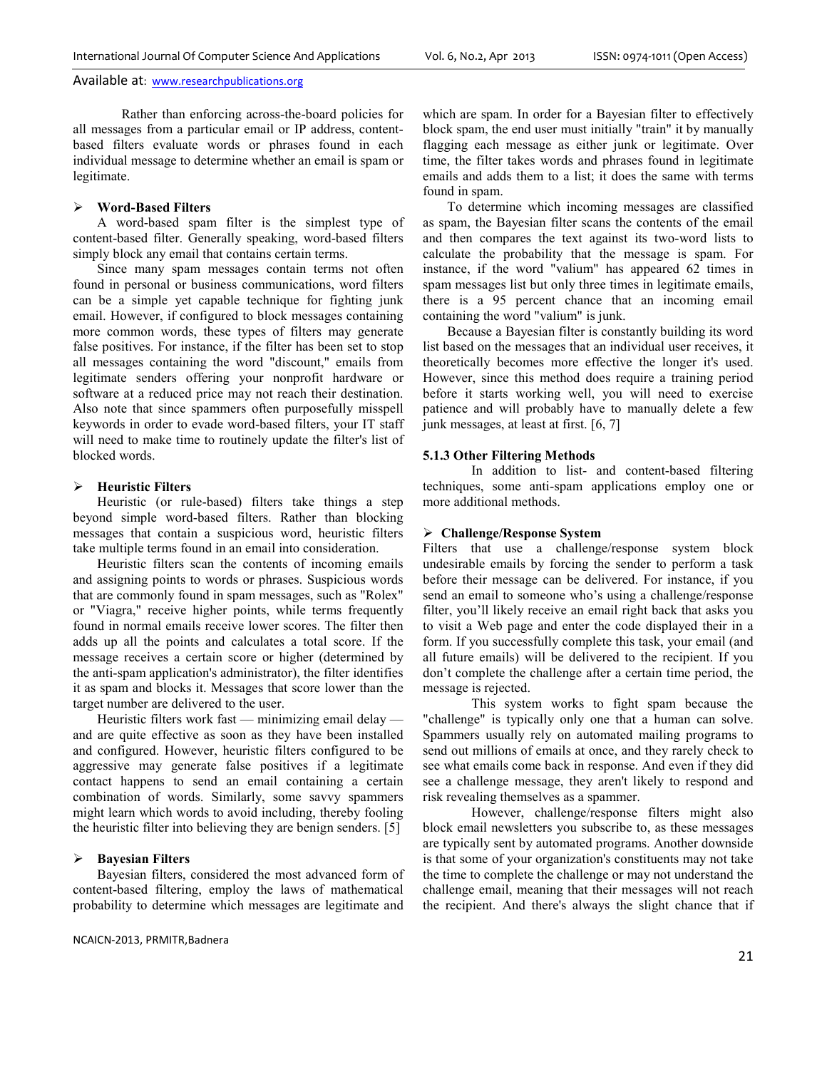Rather than enforcing across-the-board policies for all messages from a particular email or IP address, content-based filters evaluate words or phrases found in each individual message to determine whether an email is spam or legitimate.

- **Word-Based Filters**

A word-based spam filter is the simplest type of content-based filter. Generally speaking, word-based filters simply block any email that contains certain terms.

Since many spam messages contain terms not often found in personal or business communications, word filters can be a simple yet capable technique for fighting junk email. However, if configured to block messages containing more common words, these types of filters may generate false positives. For instance, if the filter has been set to stop all messages containing the word "discount," emails from legitimate senders offering your nonprofit hardware or software at a reduced price may not reach their destination. Also note that since spammers often purposefully misspell keywords in order to evade word-based filters, your IT staff will need to make time to routinely update the filter's list of blocked words.

- **Heuristic Filters**

Heuristic (or rule-based) filters take things a step beyond simple word-based filters. Rather than blocking messages that contain a suspicious word, heuristic filters take multiple terms found in an email into consideration.

Heuristic filters scan the contents of incoming emails and assigning points to words or phrases. Suspicious words that are commonly found in spam messages, such as "Rolex" or "Viagra," receive higher points, while terms frequently found in normal emails receive lower scores. The filter then adds up all the points and calculates a total score. If the message receives a certain score or higher (determined by the anti-spam application's administrator), the filter identifies it as spam and blocks it. Messages that score lower than the target number are delivered to the user.

Heuristic filters work fast — minimizing email delay — and are quite effective as soon as they have been installed and configured. However, heuristic filters configured to be aggressive may generate false positives if a legitimate contact happens to send an email containing a certain combination of words. Similarly, some savvy spammers might learn which words to avoid including, thereby fooling the heuristic filter into believing they are benign senders. [5]

- **Bayesian Filters**

Bayesian filters, considered the most advanced form of content-based filtering, employ the laws of mathematical probability to determine which messages are legitimate and which are spam. In order for a Bayesian filter to effectively block spam, the end user must initially "train" it by manually flagging each message as either junk or legitimate. Over time, the filter takes words and phrases found in legitimate emails and adds them to a list; it does the same with terms found in spam.

To determine which incoming messages are classified as spam, the Bayesian filter scans the contents of the email and then compares the text against its two-word lists to calculate the probability that the message is spam. For instance, if the word "valium" has appeared 62 times in spam messages list but only three times in legitimate emails, there is a 95 percent chance that an incoming email containing the word "valium" is junk.

Because a Bayesian filter is constantly building its word list based on the messages that an individual user receives, it theoretically becomes more effective the longer it's used. However, since this method does require a training period before it starts working well, you will need to exercise patience and will probably have to manually delete a few junk messages, at least at first. [6, 7]

### 5.1.3 Other Filtering Methods

In addition to list- and content-based filtering techniques, some anti-spam applications employ one or more additional methods.

- **Challenge/Response System**

Filters that use a challenge/response system block undesirable emails by forcing the sender to perform a task before their message can be delivered. For instance, if you send an email to someone who's using a challenge/response filter, you'll likely receive an email right back that asks you to visit a Web page and enter the code displayed their in a form. If you successfully complete this task, your email (and all future emails) will be delivered to the recipient. If you don't complete the challenge after a certain time period, the message is rejected.

This system works to fight spam because the "challenge" is typically only one that a human can solve. Spammers usually rely on automated mailing programs to send out millions of emails at once, and they rarely check to see what emails come back in response. And even if they did see a challenge message, they aren't likely to respond and risk revealing themselves as a spammer.

However, challenge/response filters might also block email newsletters you subscribe to, as these messages are typically sent by automated programs. Another downside is that some of your organization's constituents may not take the time to complete the challenge or may not understand the challenge email, meaning that their messages will not reach the recipient. And there's always the slight chance that if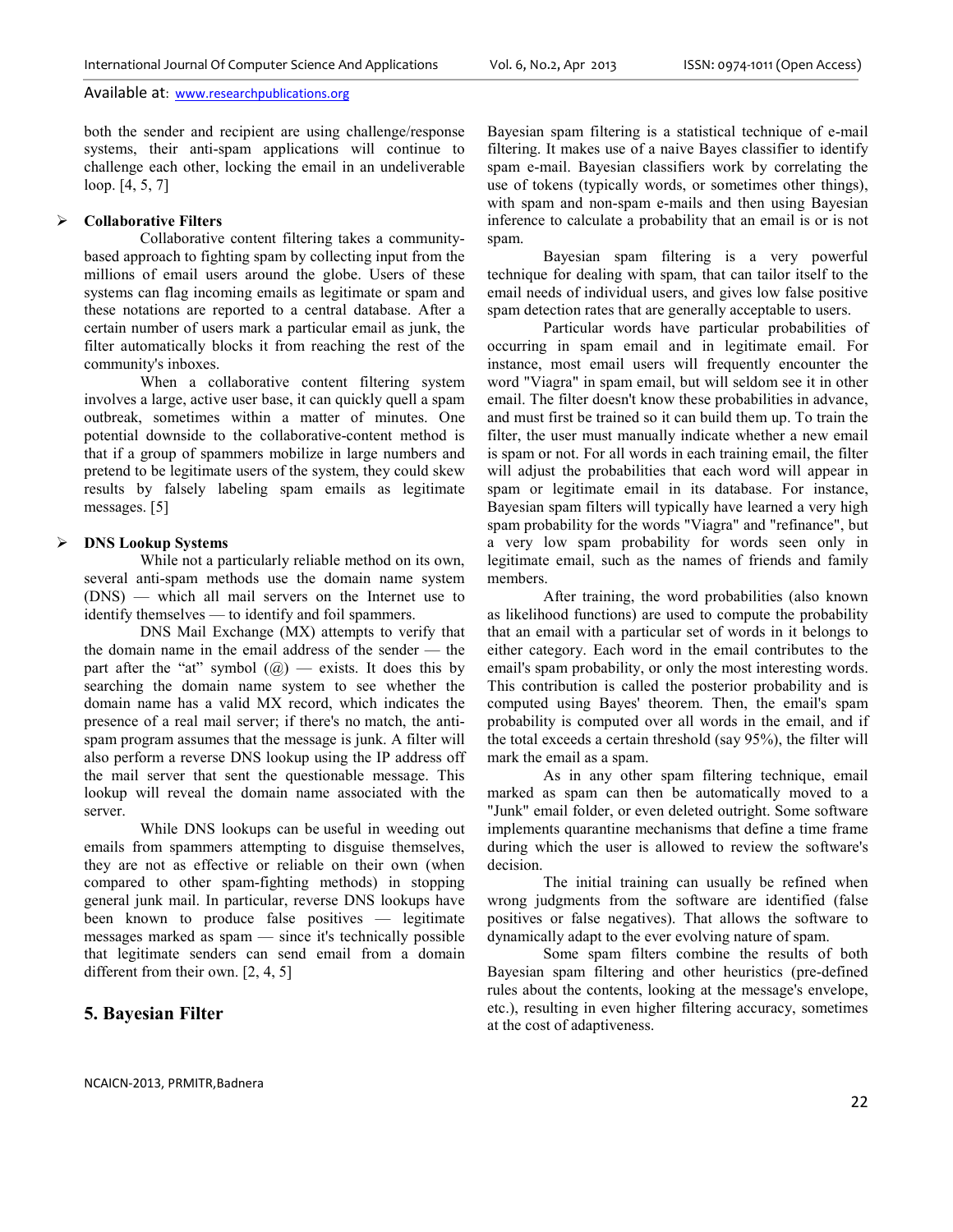both the sender and recipient are using challenge/response systems, their anti-spam applications will continue to challenge each other, locking the email in an undeliverable loop. [4, 5, 7]

- **Collaborative Filters**

Collaborative content filtering takes a community-based approach to fighting spam by collecting input from the millions of email users around the globe. Users of these systems can flag incoming emails as legitimate or spam and these notations are reported to a central database. After a certain number of users mark a particular email as junk, the filter automatically blocks it from reaching the rest of the community's inboxes.

When a collaborative content filtering system involves a large, active user base, it can quickly quell a spam outbreak, sometimes within a matter of minutes. One potential downside to the collaborative-content method is that if a group of spammers mobilize in large numbers and pretend to be legitimate users of the system, they could skew results by falsely labeling spam emails as legitimate messages. [5]

- **DNS Lookup Systems**

While not a particularly reliable method on its own, several anti-spam methods use the domain name system (DNS) — which all mail servers on the Internet use to identify themselves — to identify and foil spammers.

DNS Mail Exchange (MX) attempts to verify that the domain name in the email address of the sender — the part after the "at" symbol (@) — exists. It does this by searching the domain name system to see whether the domain name has a valid MX record, which indicates the presence of a real mail server; if there's no match, the anti-spam program assumes that the message is junk. A filter will also perform a reverse DNS lookup using the IP address off the mail server that sent the questionable message. This lookup will reveal the domain name associated with the server.

While DNS lookups can be useful in weeding out emails from spammers attempting to disguise themselves, they are not as effective or reliable on their own (when compared to other spam-fighting methods) in stopping general junk mail. In particular, reverse DNS lookups have been known to produce false positives — legitimate messages marked as spam — since it's technically possible that legitimate senders can send email from a domain different from their own. [2, 4, 5]

## 5. Bayesian Filter

Bayesian spam filtering is a statistical technique of e-mail filtering. It makes use of a naive Bayes classifier to identify spam e-mail. Bayesian classifiers work by correlating the use of tokens (typically words, or sometimes other things), with spam and non-spam e-mails and then using Bayesian inference to calculate a probability that an email is or is not spam.

Bayesian spam filtering is a very powerful technique for dealing with spam, that can tailor itself to the email needs of individual users, and gives low false positive spam detection rates that are generally acceptable to users.

Particular words have particular probabilities of occurring in spam email and in legitimate email. For instance, most email users will frequently encounter the word "Viagra" in spam email, but will seldom see it in other email. The filter doesn't know these probabilities in advance, and must first be trained so it can build them up. To train the filter, the user must manually indicate whether a new email is spam or not. For all words in each training email, the filter will adjust the probabilities that each word will appear in spam or legitimate email in its database. For instance, Bayesian spam filters will typically have learned a very high spam probability for the words "Viagra" and "refinance", but a very low spam probability for words seen only in legitimate email, such as the names of friends and family members.

After training, the word probabilities (also known as likelihood functions) are used to compute the probability that an email with a particular set of words in it belongs to either category. Each word in the email contributes to the email's spam probability, or only the most interesting words. This contribution is called the posterior probability and is computed using Bayes' theorem. Then, the email's spam probability is computed over all words in the email, and if the total exceeds a certain threshold (say 95%), the filter will mark the email as a spam.

As in any other spam filtering technique, email marked as spam can then be automatically moved to a "Junk" email folder, or even deleted outright. Some software implements quarantine mechanisms that define a time frame during which the user is allowed to review the software's decision.

The initial training can usually be refined when wrong judgments from the software are identified (false positives or false negatives). That allows the software to dynamically adapt to the ever evolving nature of spam.

Some spam filters combine the results of both Bayesian spam filtering and other heuristics (pre-defined rules about the contents, looking at the message's envelope, etc.), resulting in even higher filtering accuracy, sometimes at the cost of adaptiveness.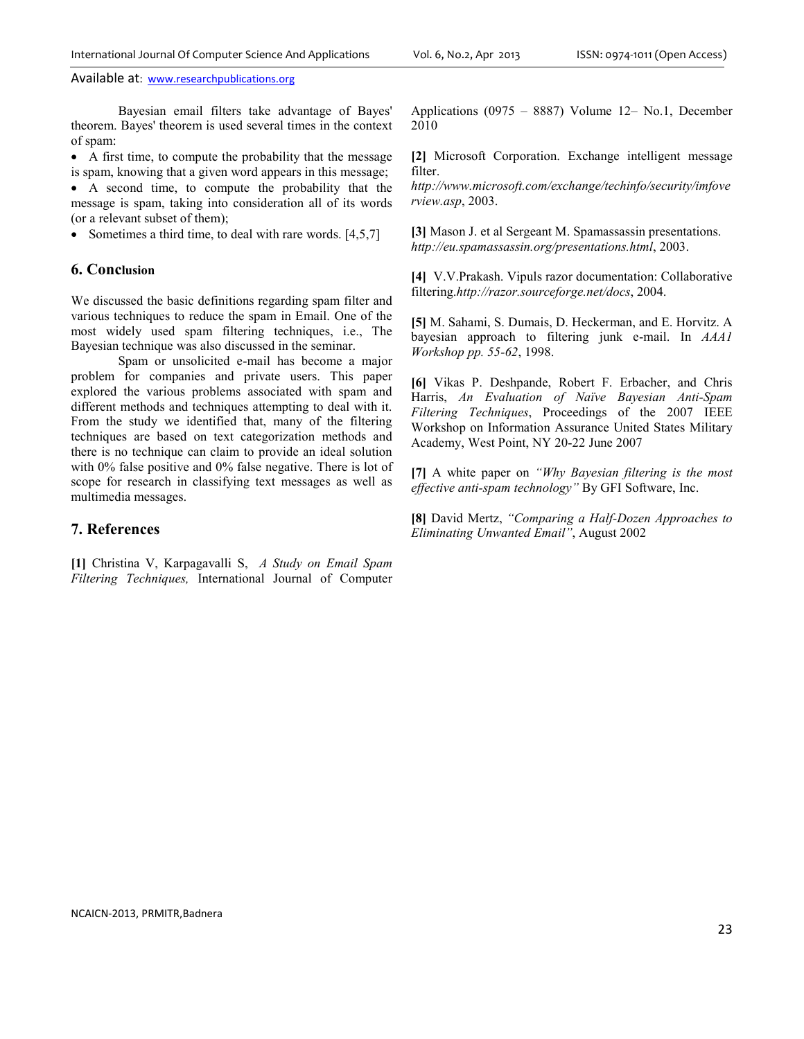Bayesian email filters take advantage of Bayes' theorem. Bayes' theorem is used several times in the context of spam:

- A first time, to compute the probability that the message is spam, knowing that a given word appears in this message;
- A second time, to compute the probability that the message is spam, taking into consideration all of its words (or a relevant subset of them);
- Sometimes a third time, to deal with rare words. [4,5,7]

## 6. Conclusion

We discussed the basic definitions regarding spam filter and various techniques to reduce the spam in Email. One of the most widely used spam filtering techniques, i.e., The Bayesian technique was also discussed in the seminar.

Spam or unsolicited e-mail has become a major problem for companies and private users. This paper explored the various problems associated with spam and different methods and techniques attempting to deal with it. From the study we identified that, many of the filtering techniques are based on text categorization methods and there is no technique can claim to provide an ideal solution with 0% false positive and 0% false negative. There is lot of scope for research in classifying text messages as well as multimedia messages.

## 7. References

**[1]** Christina V, Karpagavalli S, *A Study on Email Spam Filtering Techniques,* International Journal of Computer Applications (0975 – 8887) Volume 12– No.1, December 2010

**[2]** Microsoft Corporation. Exchange intelligent message filter. *http://www.microsoft.com/exchange/techinfo/security/imfoverview.asp*, 2003.

**[3]** Mason J. et al Sergeant M. Spamassassin presentations. *http://eu.spamassassin.org/presentations.html*, 2003.

**[4]** V.V.Prakash. Vipuls razor documentation: Collaborative filtering.*http://razor.sourceforge.net/docs*, 2004.

**[5]** M. Sahami, S. Dumais, D. Heckerman, and E. Horvitz. A bayesian approach to filtering junk e-mail. In *AAA1 Workshop pp. 55-62*, 1998.

**[6]** Vikas P. Deshpande, Robert F. Erbacher, and Chris Harris, *An Evaluation of Naïve Bayesian Anti-Spam Filtering Techniques*, Proceedings of the 2007 IEEE Workshop on Information Assurance United States Military Academy, West Point, NY 20-22 June 2007

**[7]** A white paper on *"Why Bayesian filtering is the most effective anti-spam technology"* By GFI Software, Inc.

**[8]** David Mertz, *"Comparing a Half-Dozen Approaches to Eliminating Unwanted Email"*, August 2002